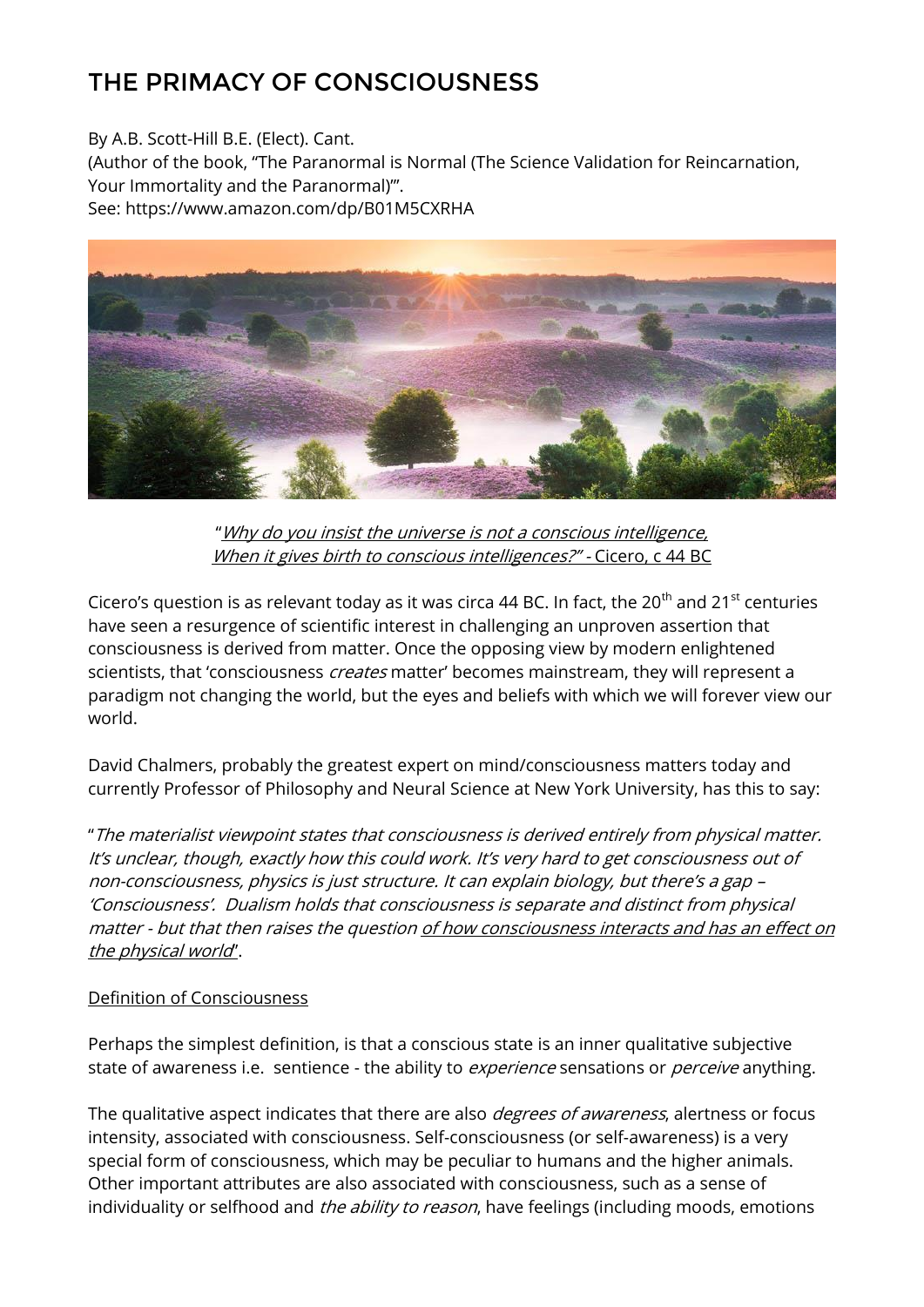# THE PRIMACY OF CONSCIOUSNESS

By A.B. Scott-Hill B.E. (Elect). Cant.
(Author of the book, "The Paranormal is Normal (The Science Validation for Reincarnation, Your Immortality and the Paranormal)"'.
See: https://www.amazon.com/dp/B01M5CXRHA

"*Why do you insist the universe is not a conscious intelligence, When it gives birth to conscious intelligences?"* - Cicero, c 44 BC

Cicero's question is as relevant today as it was circa 44 BC. In fact, the 20th and 21st centuries have seen a resurgence of scientific interest in challenging an unproven assertion that consciousness is derived from matter. Once the opposing view by modern enlightened scientists, that 'consciousness *creates* matter' becomes mainstream, they will represent a paradigm not changing the world, but the eyes and beliefs with which we will forever view our world.

David Chalmers, probably the greatest expert on mind/consciousness matters today and currently Professor of Philosophy and Neural Science at New York University, has this to say:

"*The materialist viewpoint states that consciousness is derived entirely from physical matter. It's unclear, though, exactly how this could work. It's very hard to get consciousness out of non-consciousness, physics is just structure. It can explain biology, but there's a gap – 'Consciousness'. Dualism holds that consciousness is separate and distinct from physical matter - but that then raises the question of how consciousness interacts and has an effect on the physical world*".

## Definition of Consciousness

Perhaps the simplest definition, is that a conscious state is an inner qualitative subjective state of awareness i.e. sentience - the ability to *experience* sensations or *perceive* anything.

The qualitative aspect indicates that there are also *degrees of awareness*, alertness or focus intensity, associated with consciousness. Self-consciousness (or self-awareness) is a very special form of consciousness, which may be peculiar to humans and the higher animals. Other important attributes are also associated with consciousness, such as a sense of individuality or selfhood and *the ability to reason*, have feelings (including moods, emotions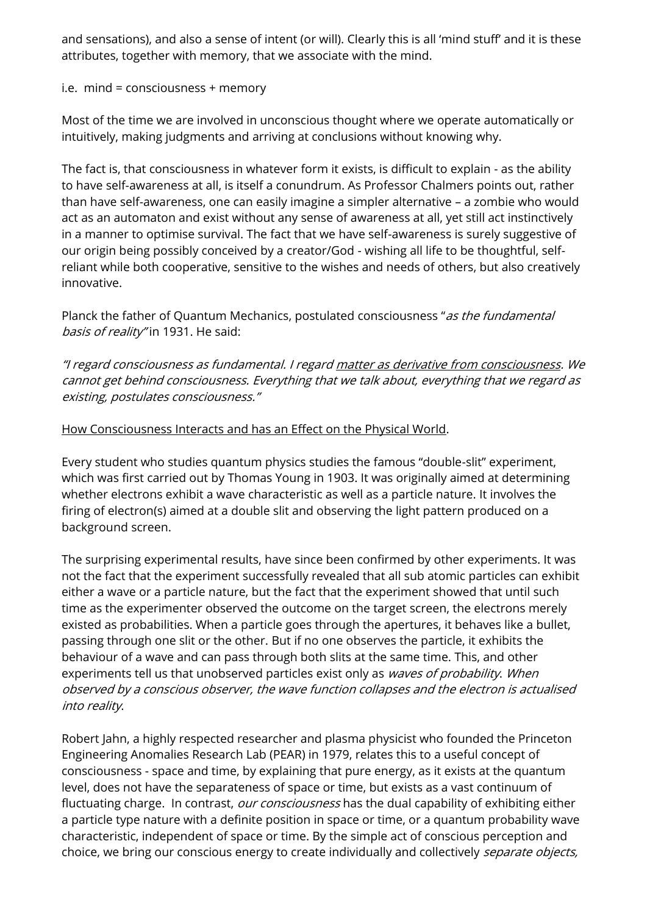and sensations), and also a sense of intent (or will). Clearly this is all 'mind stuff' and it is these attributes, together with memory, that we associate with the mind.

i.e. mind = consciousness + memory

Most of the time we are involved in unconscious thought where we operate automatically or intuitively, making judgments and arriving at conclusions without knowing why.

The fact is, that consciousness in whatever form it exists, is difficult to explain - as the ability to have self-awareness at all, is itself a conundrum. As Professor Chalmers points out, rather than have self-awareness, one can easily imagine a simpler alternative – a zombie who would act as an automaton and exist without any sense of awareness at all, yet still act instinctively in a manner to optimise survival. The fact that we have self-awareness is surely suggestive of our origin being possibly conceived by a creator/God - wishing all life to be thoughtful, self-reliant while both cooperative, sensitive to the wishes and needs of others, but also creatively innovative.

Planck the father of Quantum Mechanics, postulated consciousness "*as the fundamental basis of reality*" in 1931. He said:

*"I regard consciousness as fundamental. I regard <u>matter as derivative from consciousness</u>. We cannot get behind consciousness. Everything that we talk about, everything that we regard as existing, postulates consciousness."*

<u>How Consciousness Interacts and has an Effect on the Physical World</u>.

Every student who studies quantum physics studies the famous "double-slit" experiment, which was first carried out by Thomas Young in 1903. It was originally aimed at determining whether electrons exhibit a wave characteristic as well as a particle nature. It involves the firing of electron(s) aimed at a double slit and observing the light pattern produced on a background screen.

The surprising experimental results, have since been confirmed by other experiments. It was not the fact that the experiment successfully revealed that all sub atomic particles can exhibit either a wave or a particle nature, but the fact that the experiment showed that until such time as the experimenter observed the outcome on the target screen, the electrons merely existed as probabilities. When a particle goes through the apertures, it behaves like a bullet, passing through one slit or the other. But if no one observes the particle, it exhibits the behaviour of a wave and can pass through both slits at the same time. This, and other experiments tell us that unobserved particles exist only as *waves of probability. When observed by a conscious observer, the wave function collapses and the electron is actualised into reality.*

Robert Jahn, a highly respected researcher and plasma physicist who founded the Princeton Engineering Anomalies Research Lab (PEAR) in 1979, relates this to a useful concept of consciousness - space and time, by explaining that pure energy, as it exists at the quantum level, does not have the separateness of space or time, but exists as a vast continuum of fluctuating charge. In contrast, *our consciousness* has the dual capability of exhibiting either a particle type nature with a definite position in space or time, or a quantum probability wave characteristic, independent of space or time. By the simple act of conscious perception and choice, we bring our conscious energy to create individually and collectively *separate objects,*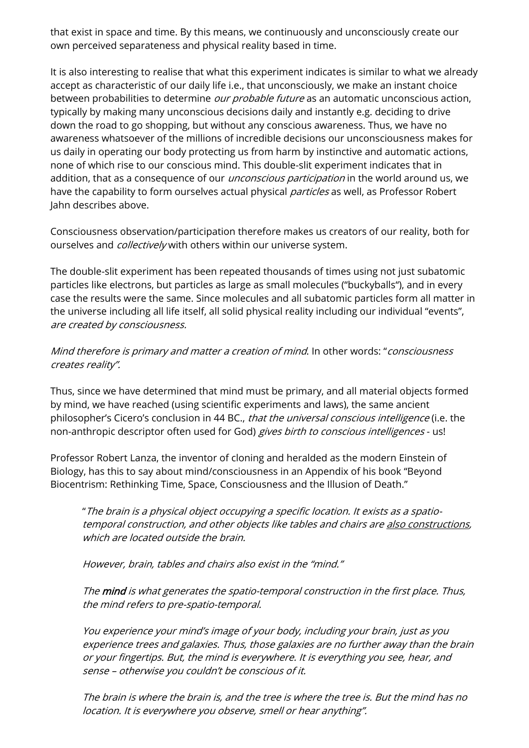that exist in space and time. By this means, we continuously and unconsciously create our own perceived separateness and physical reality based in time.

It is also interesting to realise that what this experiment indicates is similar to what we already accept as characteristic of our daily life i.e., that unconsciously, we make an instant choice between probabilities to determine *our probable future* as an automatic unconscious action, typically by making many unconscious decisions daily and instantly e.g. deciding to drive down the road to go shopping, but without any conscious awareness. Thus, we have no awareness whatsoever of the millions of incredible decisions our unconsciousness makes for us daily in operating our body protecting us from harm by instinctive and automatic actions, none of which rise to our conscious mind. This double-slit experiment indicates that in addition, that as a consequence of our *unconscious participation* in the world around us, we have the capability to form ourselves actual physical *particles* as well, as Professor Robert Jahn describes above.

Consciousness observation/participation therefore makes us creators of our reality, both for ourselves and *collectively* with others within our universe system.

The double-slit experiment has been repeated thousands of times using not just subatomic particles like electrons, but particles as large as small molecules ("buckyballs"), and in every case the results were the same. Since molecules and all subatomic particles form all matter in the universe including all life itself, all solid physical reality including our individual "events", *are created by consciousness.*

*Mind therefore is primary and matter a creation of mind*. In other words: "*consciousness creates reality".*

Thus, since we have determined that mind must be primary, and all material objects formed by mind, we have reached (using scientific experiments and laws), the same ancient philosopher's Cicero's conclusion in 44 BC., *that the universal conscious intelligence* (i.e. the non-anthropic descriptor often used for God) *gives birth to conscious intelligences* - us!

Professor Robert Lanza, the inventor of cloning and heralded as the modern Einstein of Biology, has this to say about mind/consciousness in an Appendix of his book "Beyond Biocentrism: Rethinking Time, Space, Consciousness and the Illusion of Death."

> "*The brain is a physical object occupying a specific location. It exists as a spatio-temporal construction, and other objects like tables and chairs are <u>also constructions</u>, which are located outside the brain.*
>
> *However, brain, tables and chairs also exist in the "mind."*
>
> *The **mind** is what generates the spatio-temporal construction in the first place. Thus, the mind refers to pre-spatio-temporal.*
>
> *You experience your mind's image of your body, including your brain, just as you experience trees and galaxies. Thus, those galaxies are no further away than the brain or your fingertips. But, the mind is everywhere. It is everything you see, hear, and sense – otherwise you couldn't be conscious of it.*
>
> *The brain is where the brain is, and the tree is where the tree is. But the mind has no location. It is everywhere you observe, smell or hear anything".*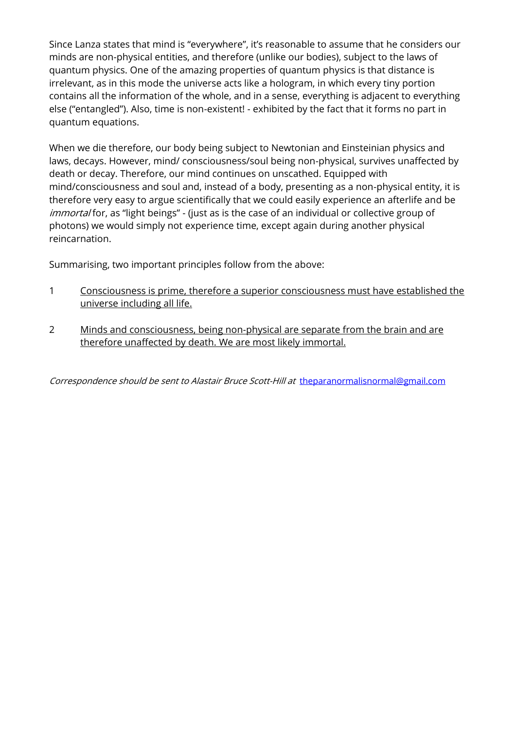Since Lanza states that mind is "everywhere", it's reasonable to assume that he considers our minds are non-physical entities, and therefore (unlike our bodies), subject to the laws of quantum physics. One of the amazing properties of quantum physics is that distance is irrelevant, as in this mode the universe acts like a hologram, in which every tiny portion contains all the information of the whole, and in a sense, everything is adjacent to everything else ("entangled"). Also, time is non-existent! - exhibited by the fact that it forms no part in quantum equations.

When we die therefore, our body being subject to Newtonian and Einsteinian physics and laws, decays. However, mind/ consciousness/soul being non-physical, survives unaffected by death or decay. Therefore, our mind continues on unscathed. Equipped with mind/consciousness and soul and, instead of a body, presenting as a non-physical entity, it is therefore very easy to argue scientifically that we could easily experience an afterlife and be *immortal* for, as "light beings" - (just as is the case of an individual or collective group of photons) we would simply not experience time, except again during another physical reincarnation.

Summarising, two important principles follow from the above:

1 <u>Consciousness is prime, therefore a superior consciousness must have established the universe including all life.</u>

2 <u>Minds and consciousness, being non-physical are separate from the brain and are therefore unaffected by death. We are most likely immortal.</u>

*Correspondence should be sent to Alastair Bruce Scott-Hill at* theparanormalisnormal@gmail.com